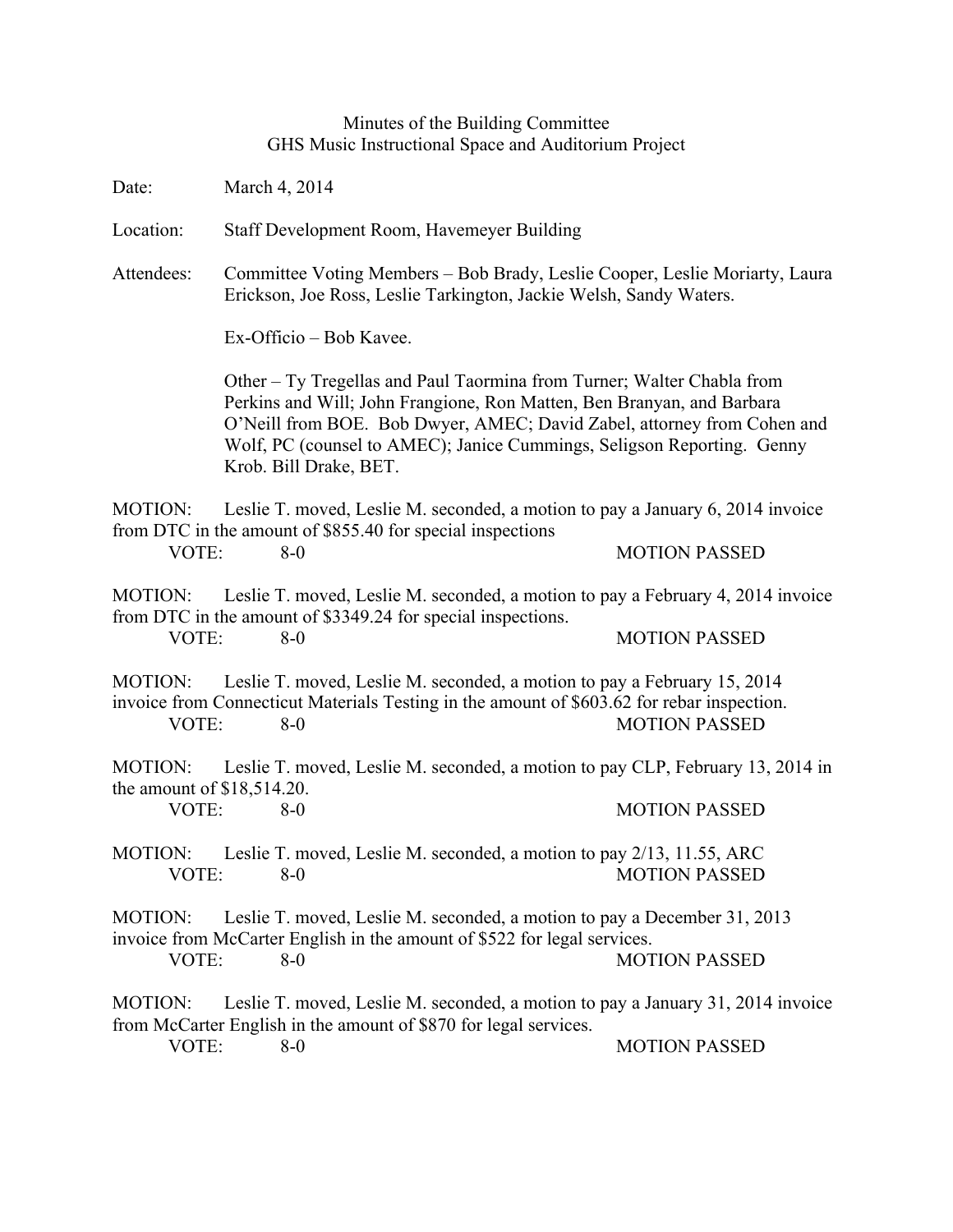# Minutes of the Building Committee
## GHS Music Instructional Space and Auditorium Project

Date: March 4, 2014

Location: Staff Development Room, Havemeyer Building

Attendees: Committee Voting Members – Bob Brady, Leslie Cooper, Leslie Moriarty, Laura Erickson, Joe Ross, Leslie Tarkington, Jackie Welsh, Sandy Waters.

Ex-Officio – Bob Kavee.

Other – Ty Tregellas and Paul Taormina from Turner; Walter Chabla from Perkins and Will; John Frangione, Ron Matten, Ben Branyan, and Barbara O'Neill from BOE. Bob Dwyer, AMEC; David Zabel, attorney from Cohen and Wolf, PC (counsel to AMEC); Janice Cummings, Seligson Reporting. Genny Krob. Bill Drake, BET.

MOTION: Leslie T. moved, Leslie M. seconded, a motion to pay a January 6, 2014 invoice from DTC in the amount of $855.40 for special inspections
VOTE: 8-0 MOTION PASSED

MOTION: Leslie T. moved, Leslie M. seconded, a motion to pay a February 4, 2014 invoice from DTC in the amount of $3349.24 for special inspections.
VOTE: 8-0 MOTION PASSED

MOTION: Leslie T. moved, Leslie M. seconded, a motion to pay a February 15, 2014 invoice from Connecticut Materials Testing in the amount of $603.62 for rebar inspection.
VOTE: 8-0 MOTION PASSED

MOTION: Leslie T. moved, Leslie M. seconded, a motion to pay CLP, February 13, 2014 in the amount of $18,514.20.
VOTE: 8-0 MOTION PASSED

MOTION: Leslie T. moved, Leslie M. seconded, a motion to pay 2/13, 11.55, ARC
VOTE: 8-0 MOTION PASSED

MOTION: Leslie T. moved, Leslie M. seconded, a motion to pay a December 31, 2013 invoice from McCarter English in the amount of $522 for legal services.
VOTE: 8-0 MOTION PASSED

MOTION: Leslie T. moved, Leslie M. seconded, a motion to pay a January 31, 2014 invoice from McCarter English in the amount of $870 for legal services.
VOTE: 8-0 MOTION PASSED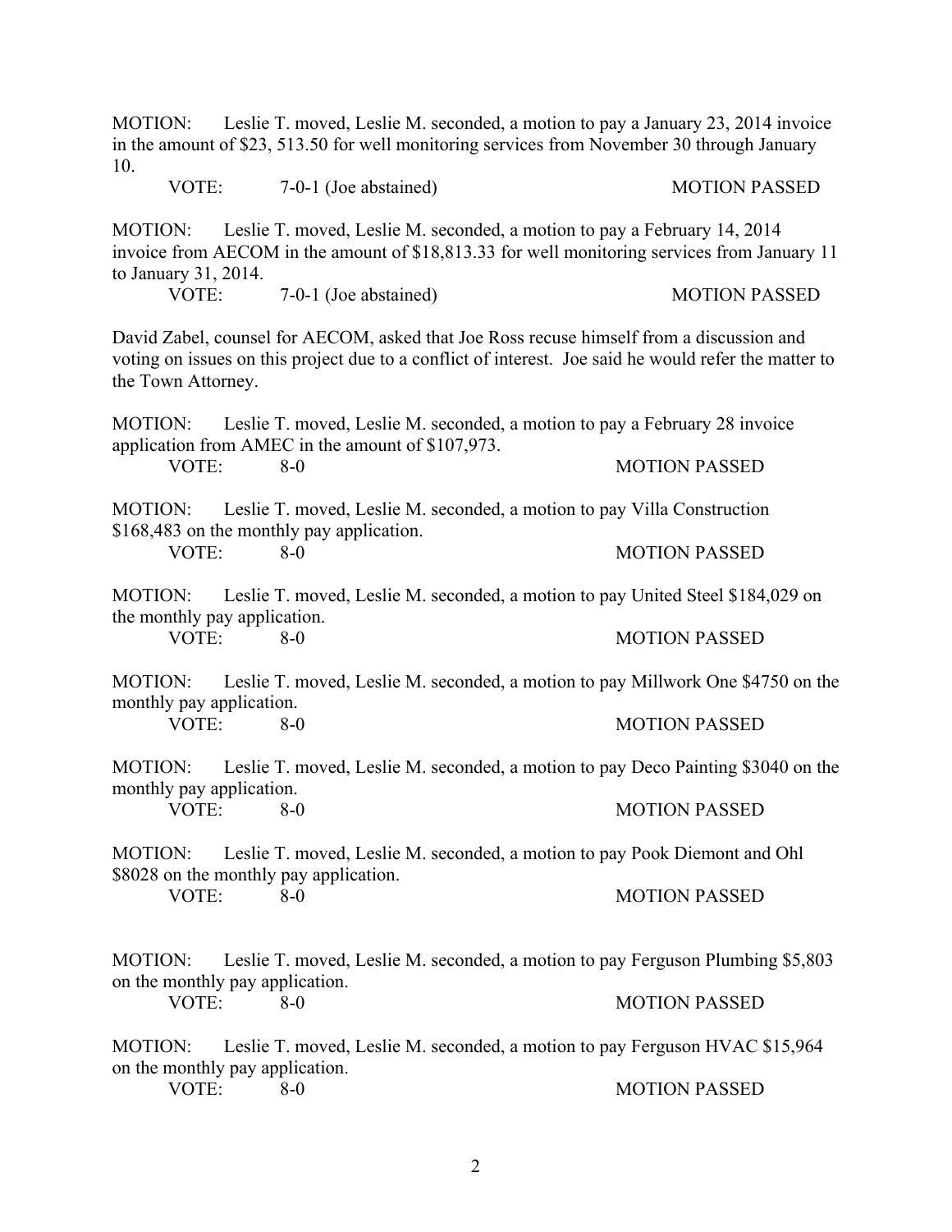MOTION: Leslie T. moved, Leslie M. seconded, a motion to pay a January 23, 2014 invoice in the amount of $23, 513.50 for well monitoring services from November 30 through January 10.

VOTE: 7-0-1 (Joe abstained) MOTION PASSED

MOTION: Leslie T. moved, Leslie M. seconded, a motion to pay a February 14, 2014 invoice from AECOM in the amount of $18,813.33 for well monitoring services from January 11 to January 31, 2014.

VOTE: 7-0-1 (Joe abstained) MOTION PASSED

David Zabel, counsel for AECOM, asked that Joe Ross recuse himself from a discussion and voting on issues on this project due to a conflict of interest. Joe said he would refer the matter to the Town Attorney.

MOTION: Leslie T. moved, Leslie M. seconded, a motion to pay a February 28 invoice application from AMEC in the amount of $107,973.

VOTE: 8-0 MOTION PASSED

MOTION: Leslie T. moved, Leslie M. seconded, a motion to pay Villa Construction $168,483 on the monthly pay application.

VOTE: 8-0 MOTION PASSED

MOTION: Leslie T. moved, Leslie M. seconded, a motion to pay United Steel $184,029 on the monthly pay application.

VOTE: 8-0 MOTION PASSED

MOTION: Leslie T. moved, Leslie M. seconded, a motion to pay Millwork One $4750 on the monthly pay application.

VOTE: 8-0 MOTION PASSED

MOTION: Leslie T. moved, Leslie M. seconded, a motion to pay Deco Painting $3040 on the monthly pay application.

VOTE: 8-0 MOTION PASSED

MOTION: Leslie T. moved, Leslie M. seconded, a motion to pay Pook Diemont and Ohl $8028 on the monthly pay application.

VOTE: 8-0 MOTION PASSED

MOTION: Leslie T. moved, Leslie M. seconded, a motion to pay Ferguson Plumbing $5,803 on the monthly pay application.

VOTE: 8-0 MOTION PASSED

MOTION: Leslie T. moved, Leslie M. seconded, a motion to pay Ferguson HVAC $15,964 on the monthly pay application.

VOTE: 8-0 MOTION PASSED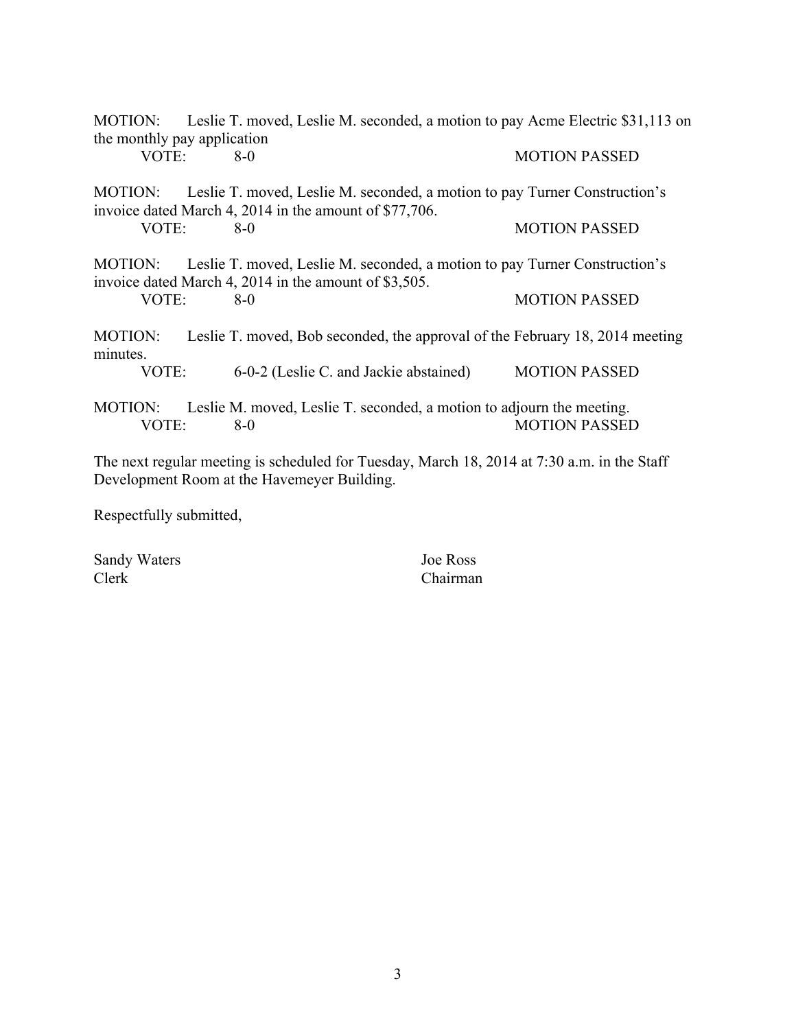MOTION: Leslie T. moved, Leslie M. seconded, a motion to pay Acme Electric $31,113 on the monthly pay application

VOTE: 8-0 MOTION PASSED

MOTION: Leslie T. moved, Leslie M. seconded, a motion to pay Turner Construction's invoice dated March 4, 2014 in the amount of $77,706.

VOTE: 8-0 MOTION PASSED

MOTION: Leslie T. moved, Leslie M. seconded, a motion to pay Turner Construction's invoice dated March 4, 2014 in the amount of $3,505.

VOTE: 8-0 MOTION PASSED

MOTION: Leslie T. moved, Bob seconded, the approval of the February 18, 2014 meeting minutes.

VOTE: 6-0-2 (Leslie C. and Jackie abstained) MOTION PASSED

MOTION: Leslie M. moved, Leslie T. seconded, a motion to adjourn the meeting.

VOTE: 8-0 MOTION PASSED

The next regular meeting is scheduled for Tuesday, March 18, 2014 at 7:30 a.m. in the Staff Development Room at the Havemeyer Building.

Respectfully submitted,

Sandy Waters
Clerk

Joe Ross
Chairman